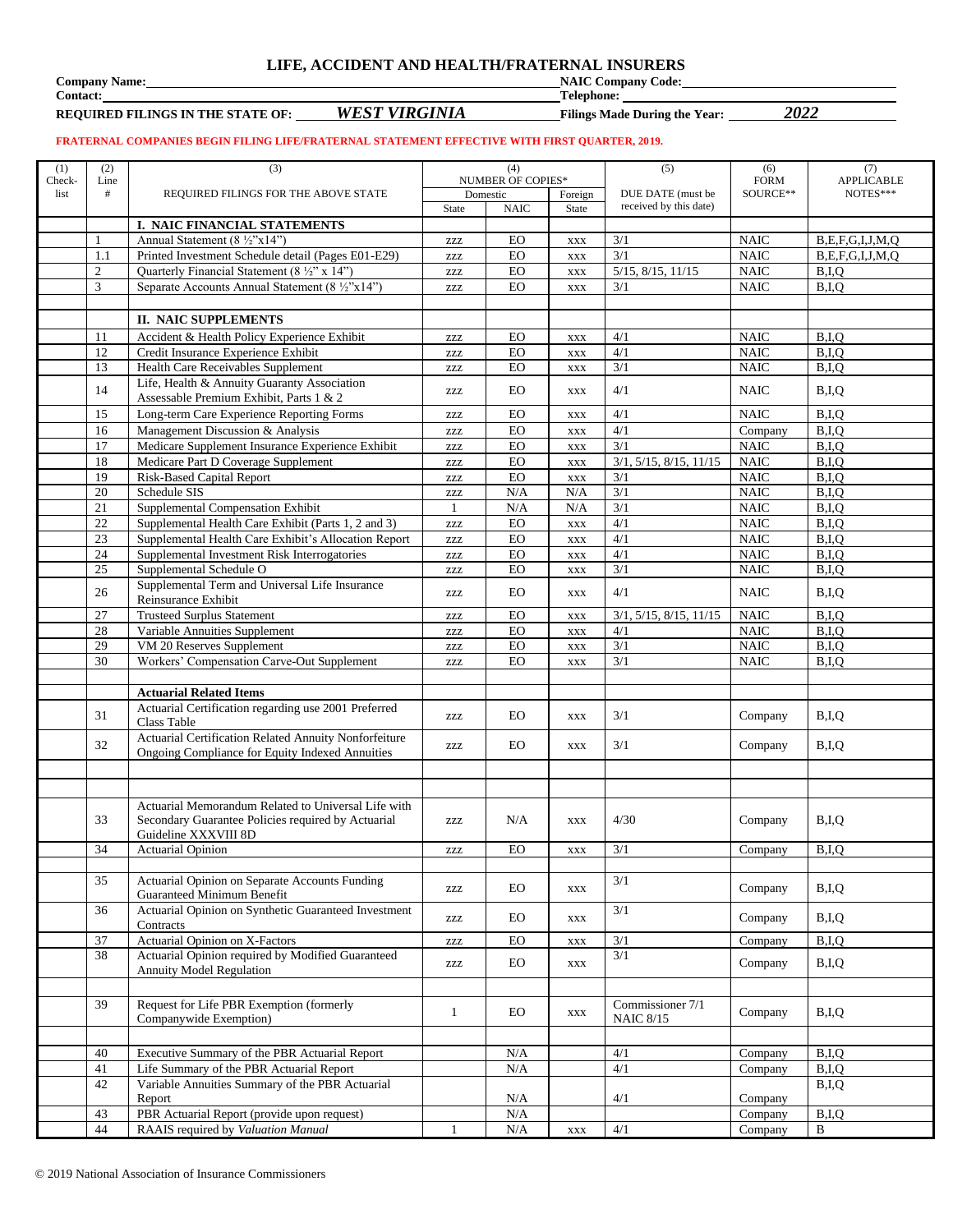# LIFE, ACCIDENT AND HEALTH/FRATERNAL INSURERS

**Company Name:** **NAIC Company Code:**

**Contact:** **Telephone:**

**REQUIRED FILINGS IN THE STATE OF:** ***WEST VIRGINIA*** **Filings Made During the Year:** ***2022***

**FRATERNAL COMPANIES BEGIN FILING LIFE/FRATERNAL STATEMENT EFFECTIVE WITH FIRST QUARTER, 2019.**

| (1) Check-list | (2) Line # | (3) REQUIRED FILINGS FOR THE ABOVE STATE | (4) NUMBER OF COPIES* | | | (5) DUE DATE (must be received by this date) | (6) FORM SOURCE** | (7) APPLICABLE NOTES*** |
|---|---|---|---|---|---|---|---|---|
| | | | Domestic | | Foreign | | | |
| | | | State | NAIC | State | | | |
| | | **I. NAIC FINANCIAL STATEMENTS** | | | | | | |
| | 1 | Annual Statement (8 ½"x14") | ZZZ | EO | XXX | 3/1 | NAIC | B,E,F,G,I,J,M,Q |
| | 1.1 | Printed Investment Schedule detail (Pages E01-E29) | ZZZ | EO | XXX | 3/1 | NAIC | B,E,F,G,I,J,M,Q |
| | 2 | Quarterly Financial Statement (8 ½" x 14") | ZZZ | EO | XXX | 5/15, 8/15, 11/15 | NAIC | B,I,Q |
| | 3 | Separate Accounts Annual Statement (8 ½"x14") | ZZZ | EO | XXX | 3/1 | NAIC | B,I,Q |
| | | | | | | | | |
| | | **II. NAIC SUPPLEMENTS** | | | | | | |
| | 11 | Accident & Health Policy Experience Exhibit | ZZZ | EO | XXX | 4/1 | NAIC | B,I,Q |
| | 12 | Credit Insurance Experience Exhibit | ZZZ | EO | XXX | 4/1 | NAIC | B,I,Q |
| | 13 | Health Care Receivables Supplement | ZZZ | EO | XXX | 3/1 | NAIC | B,I,Q |
| | 14 | Life, Health & Annuity Guaranty Association Assessable Premium Exhibit, Parts 1 & 2 | ZZZ | EO | XXX | 4/1 | NAIC | B,I,Q |
| | 15 | Long-term Care Experience Reporting Forms | ZZZ | EO | XXX | 4/1 | NAIC | B,I,Q |
| | 16 | Management Discussion & Analysis | ZZZ | EO | XXX | 4/1 | Company | B,I,Q |
| | 17 | Medicare Supplement Insurance Experience Exhibit | ZZZ | EO | XXX | 3/1 | NAIC | B,I,Q |
| | 18 | Medicare Part D Coverage Supplement | ZZZ | EO | XXX | 3/1, 5/15, 8/15, 11/15 | NAIC | B,I,Q |
| | 19 | Risk-Based Capital Report | ZZZ | EO | XXX | 3/1 | NAIC | B,I,Q |
| | 20 | Schedule SIS | ZZZ | N/A | N/A | 3/1 | NAIC | B,I,Q |
| | 21 | Supplemental Compensation Exhibit | 1 | N/A | N/A | 3/1 | NAIC | B,I,Q |
| | 22 | Supplemental Health Care Exhibit (Parts 1, 2 and 3) | ZZZ | EO | XXX | 4/1 | NAIC | B,I,Q |
| | 23 | Supplemental Health Care Exhibit's Allocation Report | ZZZ | EO | XXX | 4/1 | NAIC | B,I,Q |
| | 24 | Supplemental Investment Risk Interrogatories | ZZZ | EO | XXX | 4/1 | NAIC | B,I,Q |
| | 25 | Supplemental Schedule O | ZZZ | EO | XXX | 3/1 | NAIC | B,I,Q |
| | 26 | Supplemental Term and Universal Life Insurance Reinsurance Exhibit | ZZZ | EO | XXX | 4/1 | NAIC | B,I,Q |
| | 27 | Trusteed Surplus Statement | ZZZ | EO | XXX | 3/1, 5/15, 8/15, 11/15 | NAIC | B,I,Q |
| | 28 | Variable Annuities Supplement | ZZZ | EO | XXX | 4/1 | NAIC | B,I,Q |
| | 29 | VM 20 Reserves Supplement | ZZZ | EO | XXX | 3/1 | NAIC | B,I,Q |
| | 30 | Workers' Compensation Carve-Out Supplement | ZZZ | EO | XXX | 3/1 | NAIC | B,I,Q |
| | | | | | | | | |
| | | **Actuarial Related Items** | | | | | | |
| | 31 | Actuarial Certification regarding use 2001 Preferred Class Table | ZZZ | EO | XXX | 3/1 | Company | B,I,Q |
| | 32 | Actuarial Certification Related Annuity Nonforfeiture Ongoing Compliance for Equity Indexed Annuities | ZZZ | EO | XXX | 3/1 | Company | B,I,Q |
| | | | | | | | | |
| | | | | | | | | |
| | 33 | Actuarial Memorandum Related to Universal Life with Secondary Guarantee Policies required by Actuarial Guideline XXXVIII 8D | ZZZ | N/A | XXX | 4/30 | Company | B,I,Q |
| | 34 | Actuarial Opinion | ZZZ | EO | XXX | 3/1 | Company | B,I,Q |
| | | | | | | | | |
| | 35 | Actuarial Opinion on Separate Accounts Funding Guaranteed Minimum Benefit | ZZZ | EO | XXX | 3/1 | Company | B,I,Q |
| | 36 | Actuarial Opinion on Synthetic Guaranteed Investment Contracts | ZZZ | EO | XXX | 3/1 | Company | B,I,Q |
| | 37 | Actuarial Opinion on X-Factors | ZZZ | EO | XXX | 3/1 | Company | B,I,Q |
| | 38 | Actuarial Opinion required by Modified Guaranteed Annuity Model Regulation | ZZZ | EO | XXX | 3/1 | Company | B,I,Q |
| | | | | | | | | |
| | 39 | Request for Life PBR Exemption (formerly Companywide Exemption) | 1 | EO | XXX | Commissioner 7/1 NAIC 8/15 | Company | B,I,Q |
| | | | | | | | | |
| | 40 | Executive Summary of the PBR Actuarial Report | | N/A | | 4/1 | Company | B,I,Q |
| | 41 | Life Summary of the PBR Actuarial Report | | N/A | | 4/1 | Company | B,I,Q |
| | 42 | Variable Annuities Summary of the PBR Actuarial Report | | N/A | | 4/1 | Company | B,I,Q |
| | 43 | PBR Actuarial Report (provide upon request) | | N/A | | | Company | B,I,Q |
| | 44 | RAAIS required by *Valuation Manual* | 1 | N/A | XXX | 4/1 | Company | B |

© 2019 National Association of Insurance Commissioners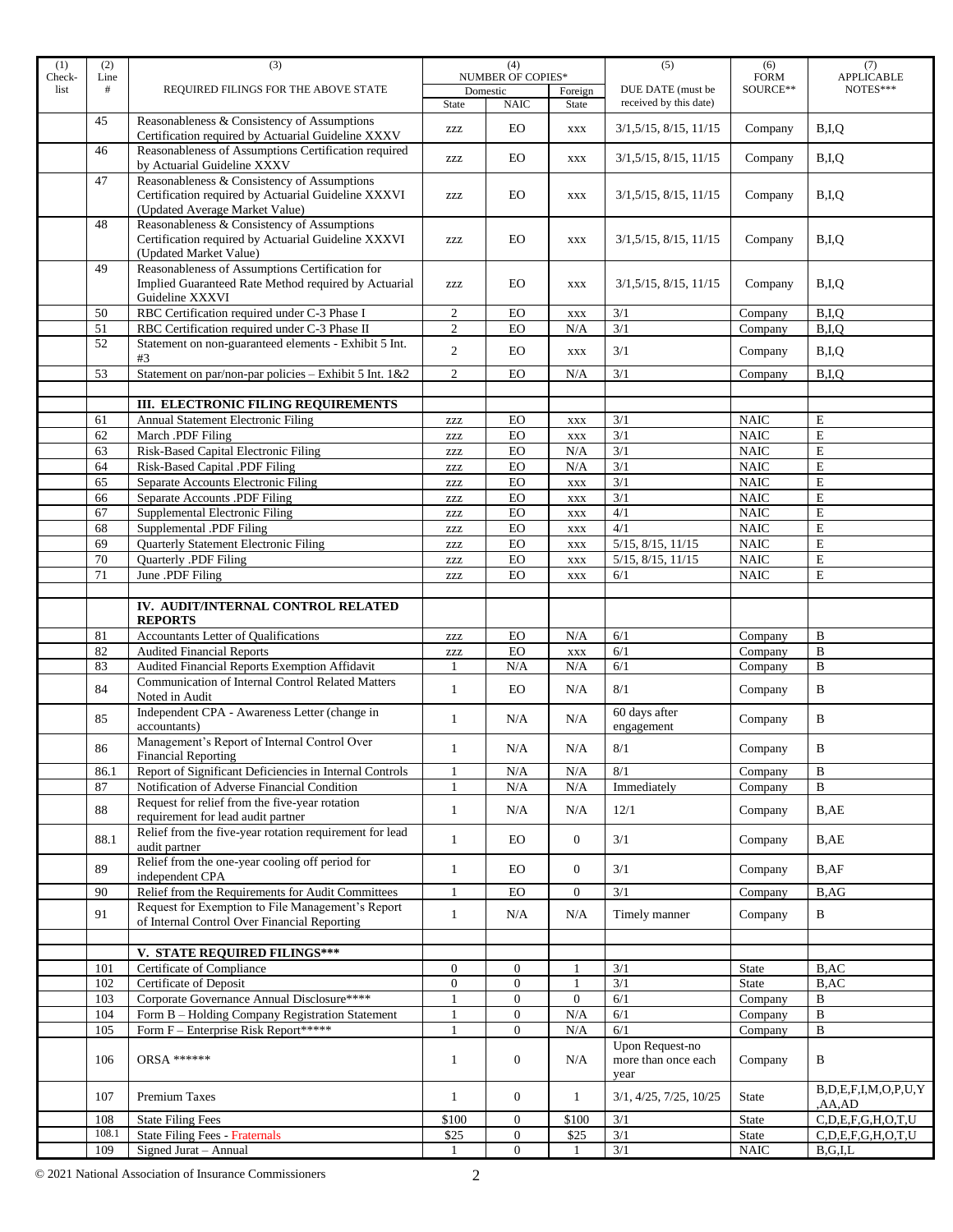| (1) Check-list | (2) Line # | (3) REQUIRED FILINGS FOR THE ABOVE STATE | (4) NUMBER OF COPIES* | | | (5) DUE DATE (must be received by this date) | (6) FORM SOURCE** | (7) APPLICABLE NOTES*** |
|---|---|---|---|---|---|---|---|---|
| | | | Domestic | | Foreign | | | |
| | | | State | NAIC | State | | | |
| | 45 | Reasonableness & Consistency of Assumptions Certification required by Actuarial Guideline XXXV | zzz | EO | xxx | 3/1,5/15, 8/15, 11/15 | Company | B,I,Q |
| | 46 | Reasonableness of Assumptions Certification required by Actuarial Guideline XXXV | zzz | EO | xxx | 3/1,5/15, 8/15, 11/15 | Company | B,I,Q |
| | 47 | Reasonableness & Consistency of Assumptions Certification required by Actuarial Guideline XXXVI (Updated Average Market Value) | zzz | EO | xxx | 3/1,5/15, 8/15, 11/15 | Company | B,I,Q |
| | 48 | Reasonableness & Consistency of Assumptions Certification required by Actuarial Guideline XXXVI (Updated Market Value) | zzz | EO | xxx | 3/1,5/15, 8/15, 11/15 | Company | B,I,Q |
| | 49 | Reasonableness of Assumptions Certification for Implied Guaranteed Rate Method required by Actuarial Guideline XXXVI | zzz | EO | xxx | 3/1,5/15, 8/15, 11/15 | Company | B,I,Q |
| | 50 | RBC Certification required under C-3 Phase I | 2 | EO | xxx | 3/1 | Company | B,I,Q |
| | 51 | RBC Certification required under C-3 Phase II | 2 | EO | N/A | 3/1 | Company | B,I,Q |
| | 52 | Statement on non-guaranteed elements - Exhibit 5 Int. #3 | 2 | EO | xxx | 3/1 | Company | B,I,Q |
| | 53 | Statement on par/non-par policies – Exhibit 5 Int. 1&2 | 2 | EO | N/A | 3/1 | Company | B,I,Q |
| | | | | | | | | |
| | | **III. ELECTRONIC FILING REQUIREMENTS** | | | | | | |
| | 61 | Annual Statement Electronic Filing | zzz | EO | xxx | 3/1 | NAIC | E |
| | 62 | March .PDF Filing | zzz | EO | xxx | 3/1 | NAIC | E |
| | 63 | Risk-Based Capital Electronic Filing | zzz | EO | N/A | 3/1 | NAIC | E |
| | 64 | Risk-Based Capital .PDF Filing | zzz | EO | N/A | 3/1 | NAIC | E |
| | 65 | Separate Accounts Electronic Filing | zzz | EO | xxx | 3/1 | NAIC | E |
| | 66 | Separate Accounts .PDF Filing | zzz | EO | xxx | 3/1 | NAIC | E |
| | 67 | Supplemental Electronic Filing | zzz | EO | xxx | 4/1 | NAIC | E |
| | 68 | Supplemental .PDF Filing | zzz | EO | xxx | 4/1 | NAIC | E |
| | 69 | Quarterly Statement Electronic Filing | zzz | EO | xxx | 5/15, 8/15, 11/15 | NAIC | E |
| | 70 | Quarterly .PDF Filing | zzz | EO | xxx | 5/15, 8/15, 11/15 | NAIC | E |
| | 71 | June .PDF Filing | zzz | EO | xxx | 6/1 | NAIC | E |
| | | | | | | | | |
| | | **IV. AUDIT/INTERNAL CONTROL RELATED REPORTS** | | | | | | |
| | 81 | Accountants Letter of Qualifications | zzz | EO | N/A | 6/1 | Company | B |
| | 82 | Audited Financial Reports | zzz | EO | xxx | 6/1 | Company | B |
| | 83 | Audited Financial Reports Exemption Affidavit | 1 | N/A | N/A | 6/1 | Company | B |
| | 84 | Communication of Internal Control Related Matters Noted in Audit | 1 | EO | N/A | 8/1 | Company | B |
| | 85 | Independent CPA - Awareness Letter (change in accountants) | 1 | N/A | N/A | 60 days after engagement | Company | B |
| | 86 | Management's Report of Internal Control Over Financial Reporting | 1 | N/A | N/A | 8/1 | Company | B |
| | 86.1 | Report of Significant Deficiencies in Internal Controls | 1 | N/A | N/A | 8/1 | Company | B |
| | 87 | Notification of Adverse Financial Condition | 1 | N/A | N/A | Immediately | Company | B |
| | 88 | Request for relief from the five-year rotation requirement for lead audit partner | 1 | N/A | N/A | 12/1 | Company | B,AE |
| | 88.1 | Relief from the five-year rotation requirement for lead audit partner | 1 | EO | 0 | 3/1 | Company | B,AE |
| | 89 | Relief from the one-year cooling off period for independent CPA | 1 | EO | 0 | 3/1 | Company | B,AF |
| | 90 | Relief from the Requirements for Audit Committees | 1 | EO | 0 | 3/1 | Company | B,AG |
| | 91 | Request for Exemption to File Management's Report of Internal Control Over Financial Reporting | 1 | N/A | N/A | Timely manner | Company | B |
| | | | | | | | | |
| | | **V. STATE REQUIRED FILINGS*** ** | | | | | | |
| | 101 | Certificate of Compliance | 0 | 0 | 1 | 3/1 | State | B,AC |
| | 102 | Certificate of Deposit | 0 | 0 | 1 | 3/1 | State | B,AC |
| | 103 | Corporate Governance Annual Disclosure**** | 1 | 0 | 0 | 6/1 | Company | B |
| | 104 | Form B – Holding Company Registration Statement | 1 | 0 | N/A | 6/1 | Company | B |
| | 105 | Form F – Enterprise Risk Report***** | 1 | 0 | N/A | 6/1 | Company | B |
| | 106 | ORSA ****** | 1 | 0 | N/A | Upon Request-no more than once each year | Company | B |
| | 107 | Premium Taxes | 1 | 0 | 1 | 3/1, 4/25, 7/25, 10/25 | State | B,D,E,F,I,M,O,P,U,Y,AA,AD |
| | 108 | State Filing Fees | $100 | 0 | $100 | 3/1 | State | C,D,E,F,G,H,O,T,U |
| | 108.1 | State Filing Fees - Fraternals | $25 | 0 | $25 | 3/1 | State | C,D,E,F,G,H,O,T,U |
| | 109 | Signed Jurat – Annual | 1 | 0 | 1 | 3/1 | NAIC | B,G,I,L |

© 2021 National Association of Insurance Commissioners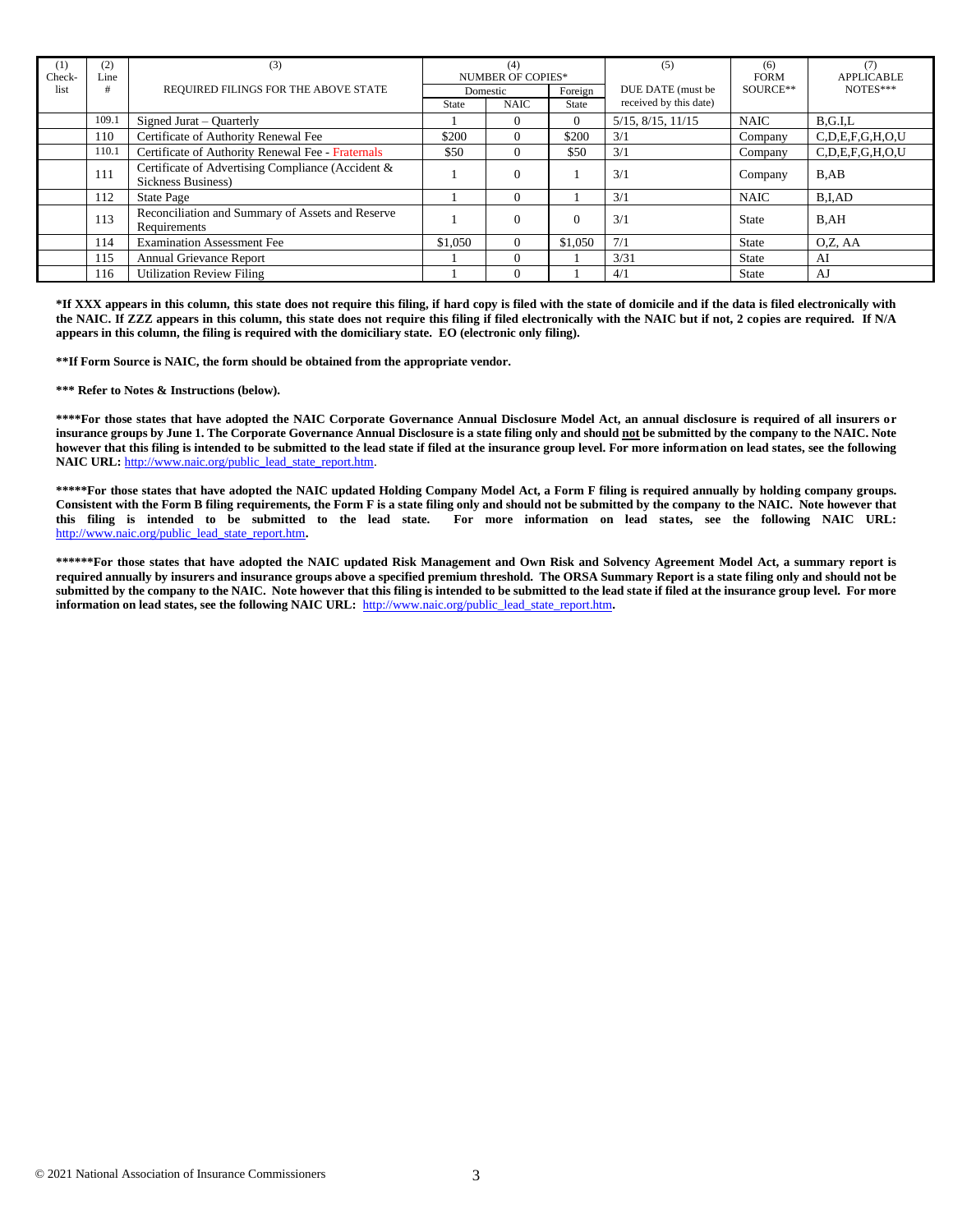| (1) Check-list | (2) Line # | (3) REQUIRED FILINGS FOR THE ABOVE STATE | (4) NUMBER OF COPIES* | | | (5) DUE DATE (must be received by this date) | (6) FORM SOURCE** | (7) APPLICABLE NOTES*** |
|---|---|---|---|---|---|---|---|---|
| | | | Domestic | | Foreign | | | |
| | | | State | NAIC | State | | | |
| | 109.1 | Signed Jurat – Quarterly | 1 | 0 | 0 | 5/15, 8/15, 11/15 | NAIC | B,G.I,L |
| | 110 | Certificate of Authority Renewal Fee | $200 | 0 | $200 | 3/1 | Company | C,D,E,F,G,H,O,U |
| | 110.1 | Certificate of Authority Renewal Fee - Fraternals | $50 | 0 | $50 | 3/1 | Company | C,D,E,F,G,H,O,U |
| | 111 | Certificate of Advertising Compliance (Accident & Sickness Business) | 1 | 0 | 1 | 3/1 | Company | B,AB |
| | 112 | State Page | 1 | 0 | 1 | 3/1 | NAIC | B,I,AD |
| | 113 | Reconciliation and Summary of Assets and Reserve Requirements | 1 | 0 | 0 | 3/1 | State | B,AH |
| | 114 | Examination Assessment Fee | $1,050 | 0 | $1,050 | 7/1 | State | O,Z, AA |
| | 115 | Annual Grievance Report | 1 | 0 | 1 | 3/31 | State | AI |
| | 116 | Utilization Review Filing | 1 | 0 | 1 | 4/1 | State | AJ |

**\*If XXX appears in this column, this state does not require this filing, if hard copy is filed with the state of domicile and if the data is filed electronically with the NAIC. If ZZZ appears in this column, this state does not require this filing if filed electronically with the NAIC but if not, 2 copies are required. If N/A appears in this column, the filing is required with the domiciliary state. EO (electronic only filing).**

**\*\*If Form Source is NAIC, the form should be obtained from the appropriate vendor.**

**\*\*\* Refer to Notes & Instructions (below).**

**\*\*\*\*For those states that have adopted the NAIC Corporate Governance Annual Disclosure Model Act, an annual disclosure is required of all insurers or insurance groups by June 1. The Corporate Governance Annual Disclosure is a state filing only and should not be submitted by the company to the NAIC. Note however that this filing is intended to be submitted to the lead state if filed at the insurance group level. For more information on lead states, see the following NAIC URL:** http://www.naic.org/public_lead_state_report.htm.

**\*\*\*\*\*For those states that have adopted the NAIC updated Holding Company Model Act, a Form F filing is required annually by holding company groups. Consistent with the Form B filing requirements, the Form F is a state filing only and should not be submitted by the company to the NAIC. Note however that this filing is intended to be submitted to the lead state. For more information on lead states, see the following NAIC URL:** http://www.naic.org/public_lead_state_report.htm**.**

**\*\*\*\*\*\*For those states that have adopted the NAIC updated Risk Management and Own Risk and Solvency Agreement Model Act, a summary report is required annually by insurers and insurance groups above a specified premium threshold. The ORSA Summary Report is a state filing only and should not be submitted by the company to the NAIC. Note however that this filing is intended to be submitted to the lead state if filed at the insurance group level. For more information on lead states, see the following NAIC URL:** http://www.naic.org/public_lead_state_report.htm**.**

© 2021 National Association of Insurance Commissioners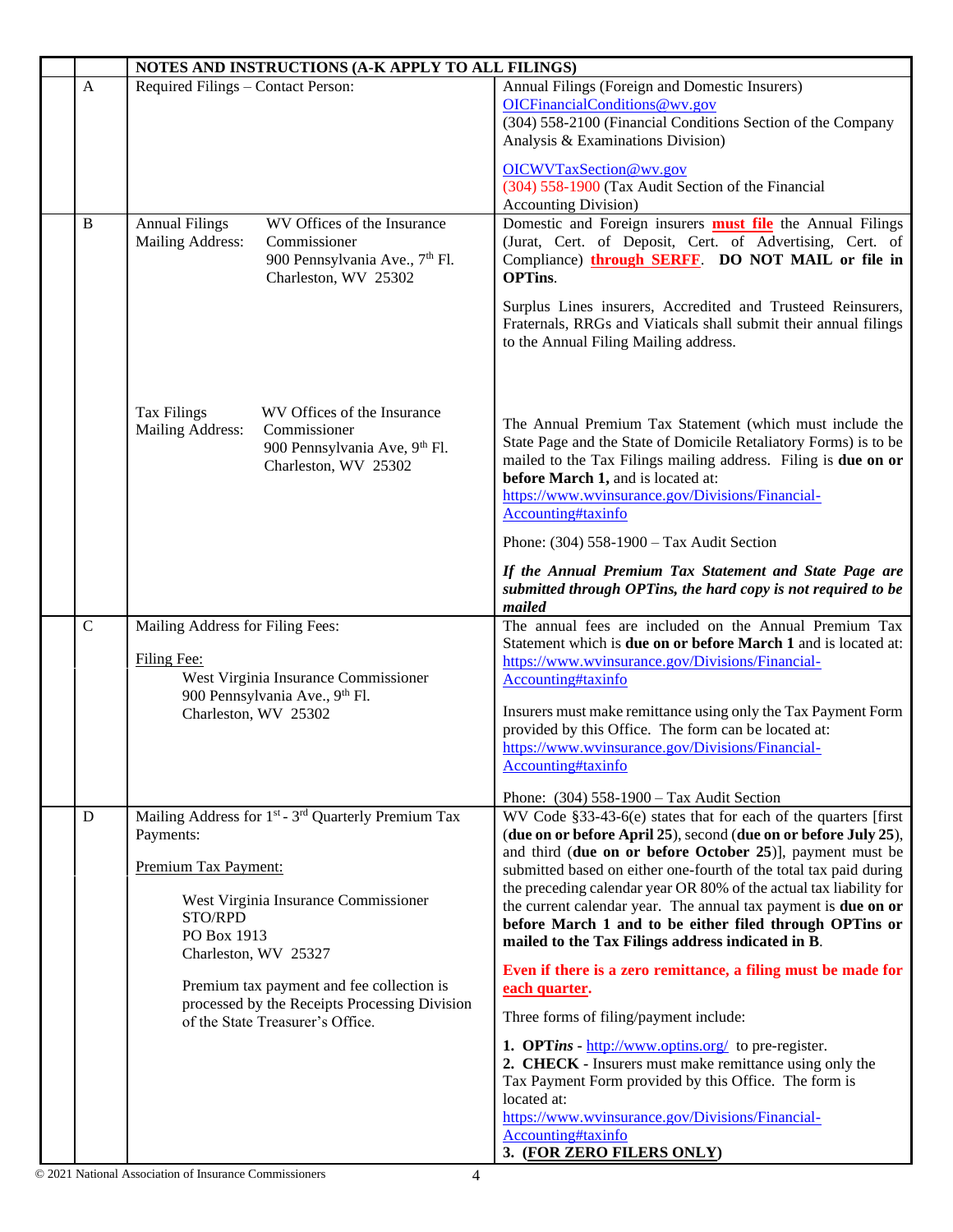| | | NOTES AND INSTRUCTIONS (A-K APPLY TO ALL FILINGS) | |
|---|---|---|---|
| | A | Required Filings – Contact Person: | Annual Filings (Foreign and Domestic Insurers)<br>OICFinancialConditions@wv.gov<br>(304) 558-2100 (Financial Conditions Section of the Company Analysis & Examinations Division)<br><br>OICWVTaxSection@wv.gov<br>(304) 558-1900 (Tax Audit Section of the Financial Accounting Division) |
| | B | Annual Filings Mailing Address: WV Offices of the Insurance Commissioner 900 Pennsylvania Ave., 7th Fl. Charleston, WV 25302<br><br>Tax Filings Mailing Address: WV Offices of the Insurance Commissioner 900 Pennsylvania Ave, 9th Fl. Charleston, WV 25302 | Domestic and Foreign insurers **must file** the Annual Filings (Jurat, Cert. of Deposit, Cert. of Advertising, Cert. of Compliance) **through SERFF**. **DO NOT MAIL or file in OPTins**.<br><br>Surplus Lines insurers, Accredited and Trusteed Reinsurers, Fraternals, RRGs and Viaticals shall submit their annual filings to the Annual Filing Mailing address.<br><br>The Annual Premium Tax Statement (which must include the State Page and the State of Domicile Retaliatory Forms) is to be mailed to the Tax Filings mailing address. Filing is **due on or before March 1,** and is located at: https://www.wvinsurance.gov/Divisions/Financial-Accounting#taxinfo<br><br>Phone: (304) 558-1900 – Tax Audit Section<br><br>***If the Annual Premium Tax Statement and State Page are submitted through OPTins, the hard copy is not required to be mailed*** |
| | C | Mailing Address for Filing Fees:<br><br>Filing Fee:<br>West Virginia Insurance Commissioner<br>900 Pennsylvania Ave., 9th Fl.<br>Charleston, WV 25302 | The annual fees are included on the Annual Premium Tax Statement which is **due on or before March 1** and is located at: https://www.wvinsurance.gov/Divisions/Financial-Accounting#taxinfo<br><br>Insurers must make remittance using only the Tax Payment Form provided by this Office. The form can be located at: https://www.wvinsurance.gov/Divisions/Financial-Accounting#taxinfo<br><br>Phone: (304) 558-1900 – Tax Audit Section |
| | D | Mailing Address for 1st - 3rd Quarterly Premium Tax Payments:<br><br>Premium Tax Payment:<br><br>West Virginia Insurance Commissioner<br>STO/RPD<br>PO Box 1913<br>Charleston, WV 25327<br><br>Premium tax payment and fee collection is processed by the Receipts Processing Division of the State Treasurer's Office. | WV Code §33-43-6(e) states that for each of the quarters [first (**due on or before April 25**), second (**due on or before July 25**), and third (**due on or before October 25**)], payment must be submitted based on either one-fourth of the total tax paid during the preceding calendar year OR 80% of the actual tax liability for the current calendar year. The annual tax payment is **due on or before March 1 and is to be either filed through OPTins or mailed to the Tax Filings address indicated in B**.<br><br>**Even if there is a zero remittance, a filing must be made for each quarter.**<br><br>Three forms of filing/payment include:<br><br>**1. OPT*ins*** - http://www.optins.org/ to pre-register.<br>**2. CHECK** - Insurers must make remittance using only the Tax Payment Form provided by this Office. The form is located at: https://www.wvinsurance.gov/Divisions/Financial-Accounting#taxinfo<br>**3. (FOR ZERO FILERS ONLY)** |

© 2021 National Association of Insurance Commissioners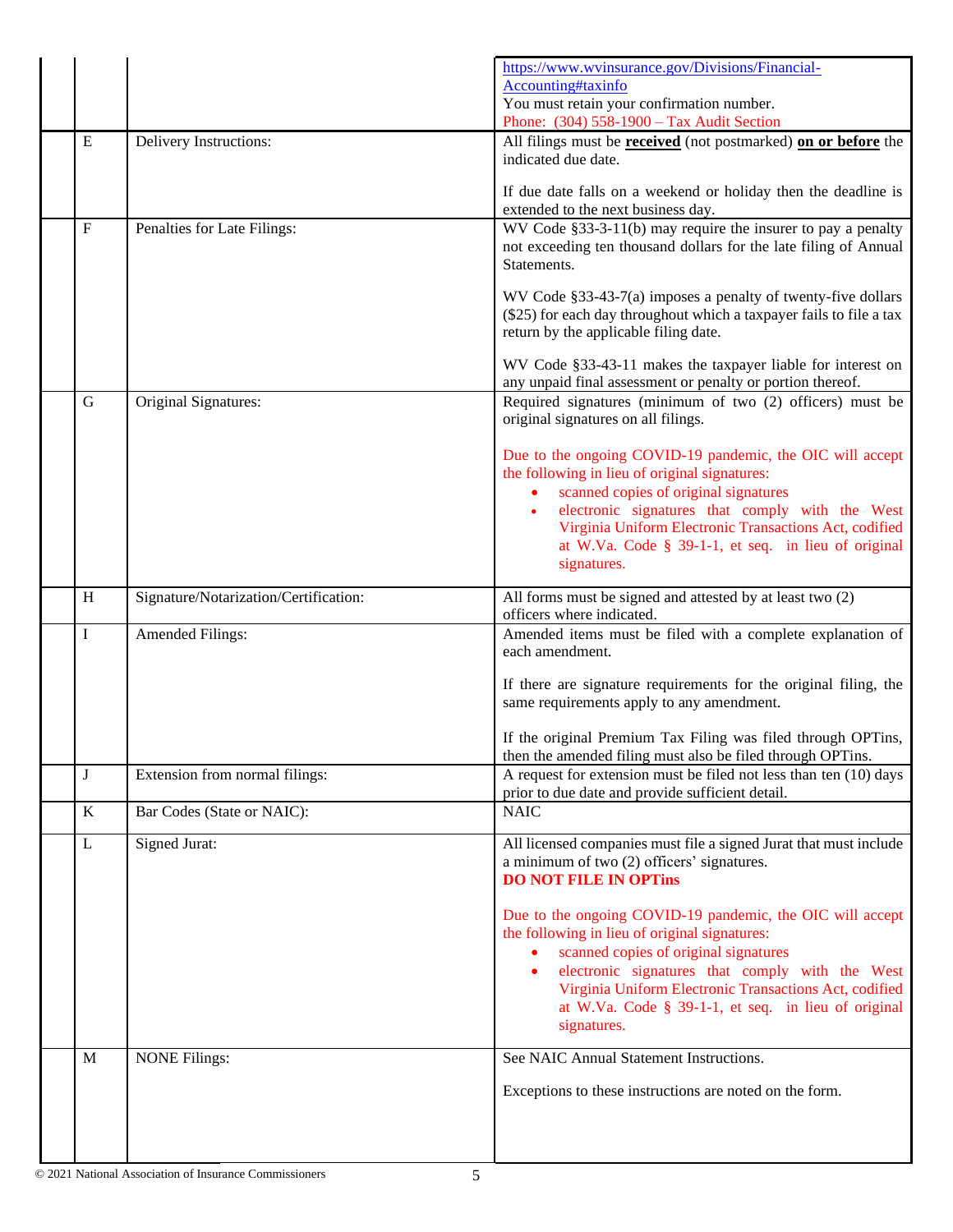| | | | |
|---|---|---|---|
| | | | https://www.wvinsurance.gov/Divisions/Financial-Accounting#taxinfo<br>You must retain your confirmation number.<br>Phone: (304) 558-1900 – Tax Audit Section |
| | E | Delivery Instructions: | All filings must be **received** (not postmarked) **on or before** the indicated due date.<br><br>If due date falls on a weekend or holiday then the deadline is extended to the next business day. |
| | F | Penalties for Late Filings: | WV Code §33-3-11(b) may require the insurer to pay a penalty not exceeding ten thousand dollars for the late filing of Annual Statements.<br><br>WV Code §33-43-7(a) imposes a penalty of twenty-five dollars ($25) for each day throughout which a taxpayer fails to file a tax return by the applicable filing date.<br><br>WV Code §33-43-11 makes the taxpayer liable for interest on any unpaid final assessment or penalty or portion thereof. |
| | G | Original Signatures: | Required signatures (minimum of two (2) officers) must be original signatures on all filings.<br><br>Due to the ongoing COVID-19 pandemic, the OIC will accept the following in lieu of original signatures:<br>• scanned copies of original signatures<br>• electronic signatures that comply with the West Virginia Uniform Electronic Transactions Act, codified at W.Va. Code § 39-1-1, et seq. in lieu of original signatures. |
| | H | Signature/Notarization/Certification: | All forms must be signed and attested by at least two (2) officers where indicated. |
| | I | Amended Filings: | Amended items must be filed with a complete explanation of each amendment.<br><br>If there are signature requirements for the original filing, the same requirements apply to any amendment.<br><br>If the original Premium Tax Filing was filed through OPTins, then the amended filing must also be filed through OPTins. |
| | J | Extension from normal filings: | A request for extension must be filed not less than ten (10) days prior to due date and provide sufficient detail. |
| | K | Bar Codes (State or NAIC): | NAIC |
| | L | Signed Jurat: | All licensed companies must file a signed Jurat that must include a minimum of two (2) officers' signatures.<br>**DO NOT FILE IN OPTins**<br><br>Due to the ongoing COVID-19 pandemic, the OIC will accept the following in lieu of original signatures:<br>• scanned copies of original signatures<br>• electronic signatures that comply with the West Virginia Uniform Electronic Transactions Act, codified at W.Va. Code § 39-1-1, et seq. in lieu of original signatures. |
| | M | NONE Filings: | See NAIC Annual Statement Instructions.<br><br>Exceptions to these instructions are noted on the form. |

© 2021 National Association of Insurance Commissioners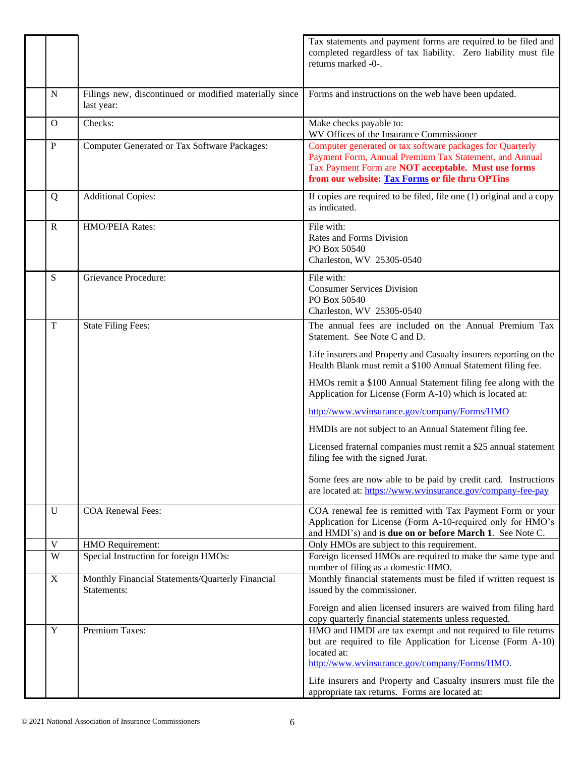| | | | |
|---|---|---|---|
| | | | Tax statements and payment forms are required to be filed and completed regardless of tax liability. Zero liability must file returns marked -0-. |
| | N | Filings new, discontinued or modified materially since last year: | Forms and instructions on the web have been updated. |
| | O | Checks: | Make checks payable to:<br>WV Offices of the Insurance Commissioner |
| | P | Computer Generated or Tax Software Packages: | Computer generated or tax software packages for Quarterly Payment Form, Annual Premium Tax Statement, and Annual Tax Payment Form are **NOT acceptable. Must use forms from our website: Tax Forms or file thru OPTins** |
| | Q | Additional Copies: | If copies are required to be filed, file one (1) original and a copy as indicated. |
| | R | HMO/PEIA Rates: | File with:<br>Rates and Forms Division<br>PO Box 50540<br>Charleston, WV 25305-0540 |
| | S | Grievance Procedure: | File with:<br>Consumer Services Division<br>PO Box 50540<br>Charleston, WV 25305-0540 |
| | T | State Filing Fees: | The annual fees are included on the Annual Premium Tax Statement. See Note C and D.<br><br>Life insurers and Property and Casualty insurers reporting on the Health Blank must remit a $100 Annual Statement filing fee.<br><br>HMOs remit a $100 Annual Statement filing fee along with the Application for License (Form A-10) which is located at:<br><br>http://www.wvinsurance.gov/company/Forms/HMO<br><br>HMDIs are not subject to an Annual Statement filing fee.<br><br>Licensed fraternal companies must remit a $25 annual statement filing fee with the signed Jurat.<br><br>Some fees are now able to be paid by credit card. Instructions are located at: https://www.wvinsurance.gov/company-fee-pay |
| | U | COA Renewal Fees: | COA renewal fee is remitted with Tax Payment Form or your Application for License (Form A-10-required only for HMO's and HMDI's) and is **due on or before March 1**. See Note C. |
| | V | HMO Requirement: | Only HMOs are subject to this requirement. |
| | W | Special Instruction for foreign HMOs: | Foreign licensed HMOs are required to make the same type and number of filing as a domestic HMO. |
| | X | Monthly Financial Statements/Quarterly Financial Statements: | Monthly financial statements must be filed if written request is issued by the commissioner.<br><br>Foreign and alien licensed insurers are waived from filing hard copy quarterly financial statements unless requested. |
| | Y | Premium Taxes: | HMO and HMDI are tax exempt and not required to file returns but are required to file Application for License (Form A-10) located at:<br>http://www.wvinsurance.gov/company/Forms/HMO.<br><br>Life insurers and Property and Casualty insurers must file the appropriate tax returns. Forms are located at: |

© 2021 National Association of Insurance Commissioners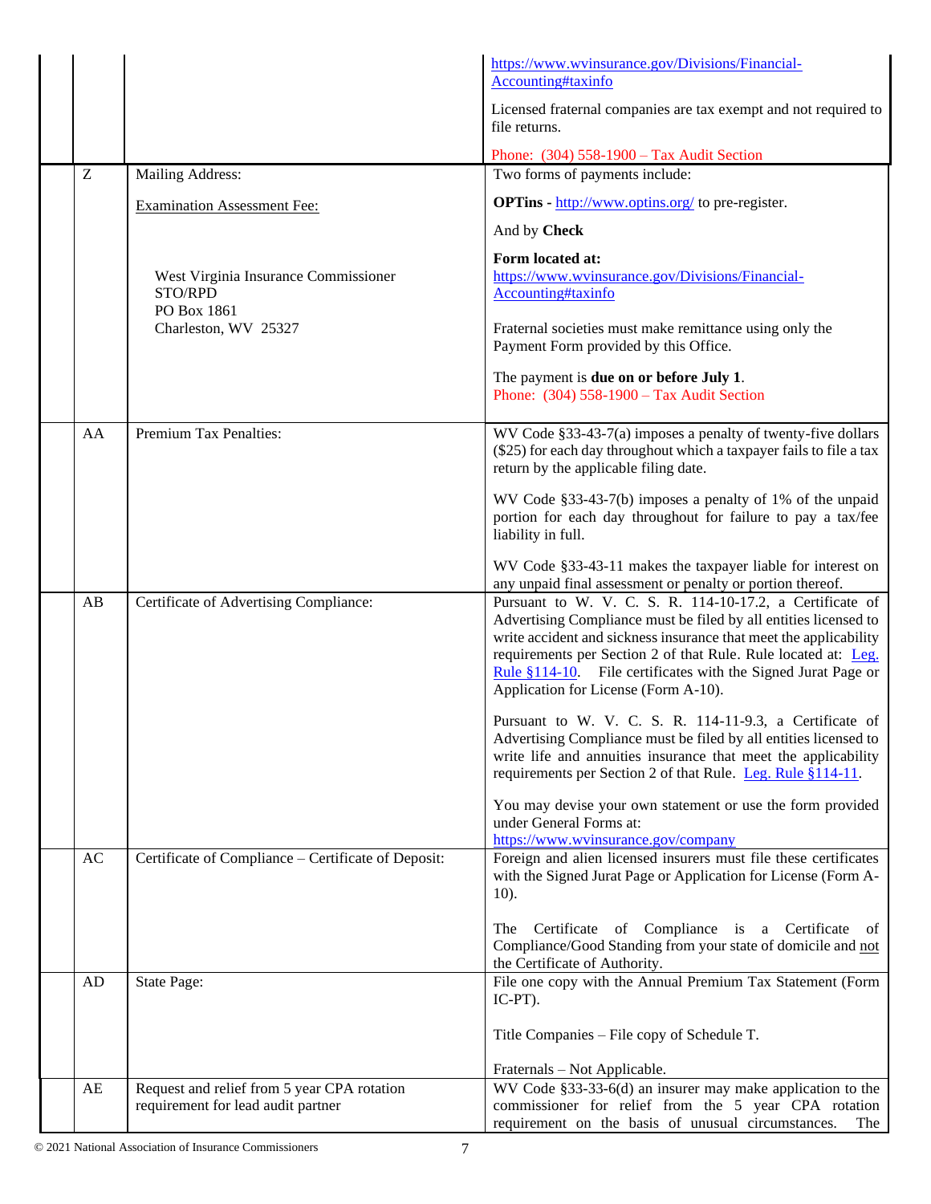| | | | |
|---|---|---|---|
| | | | https://www.wvinsurance.gov/Divisions/Financial-Accounting#taxinfo<br><br>Licensed fraternal companies are tax exempt and not required to file returns.<br><br>Phone: (304) 558-1900 – Tax Audit Section |
| | Z | Mailing Address:<br><br>Examination Assessment Fee:<br><br>West Virginia Insurance Commissioner<br>STO/RPD<br>PO Box 1861<br>Charleston, WV 25327 | Two forms of payments include:<br><br>**OPTins** - http://www.optins.org/ to pre-register.<br><br>And by **Check**<br><br>**Form located at:**<br>https://www.wvinsurance.gov/Divisions/Financial-Accounting#taxinfo<br><br>Fraternal societies must make remittance using only the Payment Form provided by this Office.<br><br>The payment is **due on or before July 1**.<br>Phone: (304) 558-1900 – Tax Audit Section |
| | AA | Premium Tax Penalties: | WV Code §33-43-7(a) imposes a penalty of twenty-five dollars ($25) for each day throughout which a taxpayer fails to file a tax return by the applicable filing date.<br><br>WV Code §33-43-7(b) imposes a penalty of 1% of the unpaid portion for each day throughout for failure to pay a tax/fee liability in full.<br><br>WV Code §33-43-11 makes the taxpayer liable for interest on any unpaid final assessment or penalty or portion thereof. |
| | AB | Certificate of Advertising Compliance: | Pursuant to W. V. C. S. R. 114-10-17.2, a Certificate of Advertising Compliance must be filed by all entities licensed to write accident and sickness insurance that meet the applicability requirements per Section 2 of that Rule. Rule located at: Leg. Rule §114-10. File certificates with the Signed Jurat Page or Application for License (Form A-10).<br><br>Pursuant to W. V. C. S. R. 114-11-9.3, a Certificate of Advertising Compliance must be filed by all entities licensed to write life and annuities insurance that meet the applicability requirements per Section 2 of that Rule. Leg. Rule §114-11.<br><br>You may devise your own statement or use the form provided under General Forms at:<br>https://www.wvinsurance.gov/company |
| | AC | Certificate of Compliance – Certificate of Deposit: | Foreign and alien licensed insurers must file these certificates with the Signed Jurat Page or Application for License (Form A-10).<br><br>The Certificate of Compliance is a Certificate of Compliance/Good Standing from your state of domicile and not the Certificate of Authority. |
| | AD | State Page: | File one copy with the Annual Premium Tax Statement (Form IC-PT).<br><br>Title Companies – File copy of Schedule T.<br><br>Fraternals – Not Applicable. |
| | AE | Request and relief from 5 year CPA rotation requirement for lead audit partner | WV Code §33-33-6(d) an insurer may make application to the commissioner for relief from the 5 year CPA rotation requirement on the basis of unusual circumstances. The |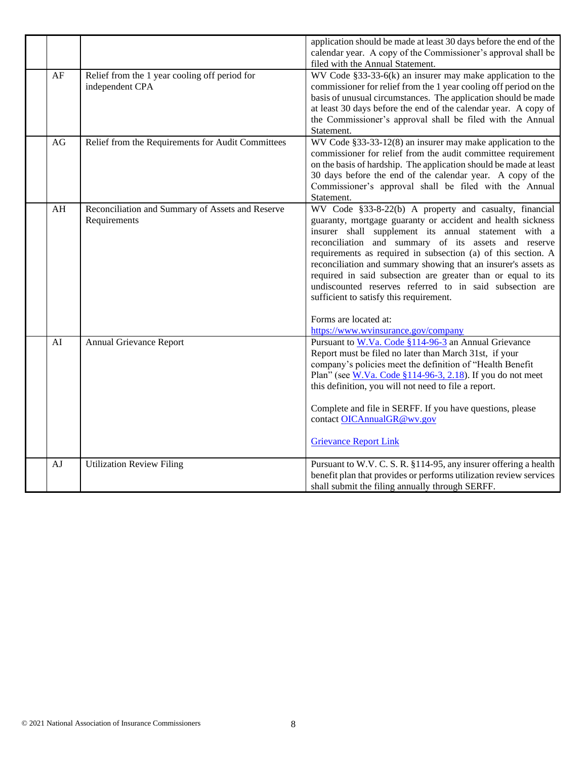| | | | |
|---|---|---|---|
| | | | application should be made at least 30 days before the end of the calendar year. A copy of the Commissioner's approval shall be filed with the Annual Statement. |
| | AF | Relief from the 1 year cooling off period for independent CPA | WV Code §33-33-6(k) an insurer may make application to the commissioner for relief from the 1 year cooling off period on the basis of unusual circumstances. The application should be made at least 30 days before the end of the calendar year. A copy of the Commissioner's approval shall be filed with the Annual Statement. |
| | AG | Relief from the Requirements for Audit Committees | WV Code §33-33-12(8) an insurer may make application to the commissioner for relief from the audit committee requirement on the basis of hardship. The application should be made at least 30 days before the end of the calendar year. A copy of the Commissioner's approval shall be filed with the Annual Statement. |
| | AH | Reconciliation and Summary of Assets and Reserve Requirements | WV Code §33-8-22(b) A property and casualty, financial guaranty, mortgage guaranty or accident and health sickness insurer shall supplement its annual statement with a reconciliation and summary of its assets and reserve requirements as required in subsection (a) of this section. A reconciliation and summary showing that an insurer's assets as required in said subsection are greater than or equal to its undiscounted reserves referred to in said subsection are sufficient to satisfy this requirement.<br><br>Forms are located at:<br>https://www.wvinsurance.gov/company |
| | AI | Annual Grievance Report | Pursuant to W.Va. Code §114-96-3 an Annual Grievance Report must be filed no later than March 31st, if your company's policies meet the definition of "Health Benefit Plan" (see W.Va. Code §114-96-3, 2.18). If you do not meet this definition, you will not need to file a report.<br><br>Complete and file in SERFF. If you have questions, please contact OICAnnualGR@wv.gov<br><br>Grievance Report Link |
| | AJ | Utilization Review Filing | Pursuant to W.V. C. S. R. §114-95, any insurer offering a health benefit plan that provides or performs utilization review services shall submit the filing annually through SERFF. |

© 2021 National Association of Insurance Commissioners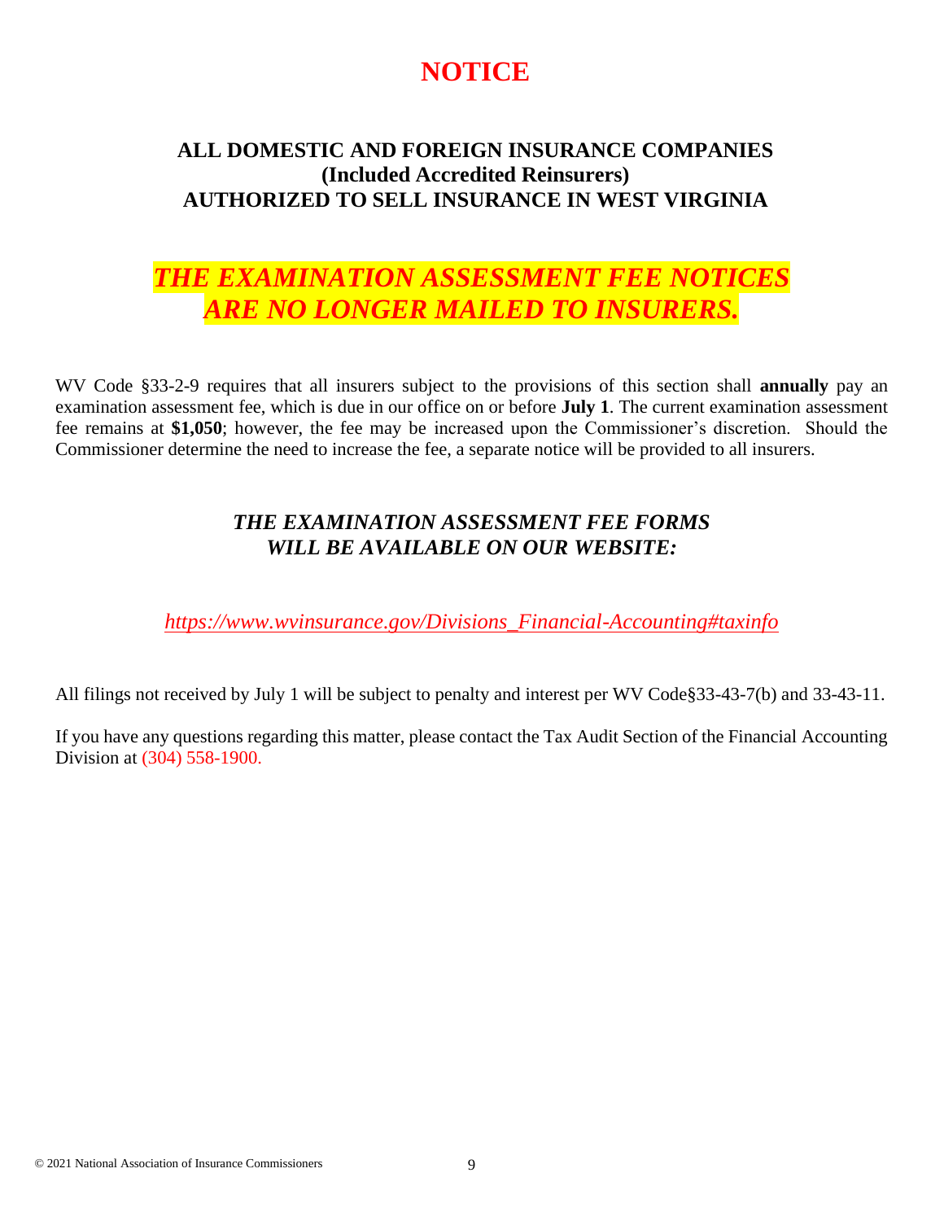# NOTICE

## ALL DOMESTIC AND FOREIGN INSURANCE COMPANIES (Included Accredited Reinsurers) AUTHORIZED TO SELL INSURANCE IN WEST VIRGINIA

## *THE EXAMINATION ASSESSMENT FEE NOTICES ARE NO LONGER MAILED TO INSURERS.*

WV Code §33-2-9 requires that all insurers subject to the provisions of this section shall **annually** pay an examination assessment fee, which is due in our office on or before **July 1**. The current examination assessment fee remains at **$1,050**; however, the fee may be increased upon the Commissioner's discretion. Should the Commissioner determine the need to increase the fee, a separate notice will be provided to all insurers.

### *THE EXAMINATION ASSESSMENT FEE FORMS WILL BE AVAILABLE ON OUR WEBSITE:*

*https://www.wvinsurance.gov/Divisions_Financial-Accounting#taxinfo*

All filings not received by July 1 will be subject to penalty and interest per WV Code§33-43-7(b) and 33-43-11.

If you have any questions regarding this matter, please contact the Tax Audit Section of the Financial Accounting Division at (304) 558-1900.

© 2021 National Association of Insurance Commissioners